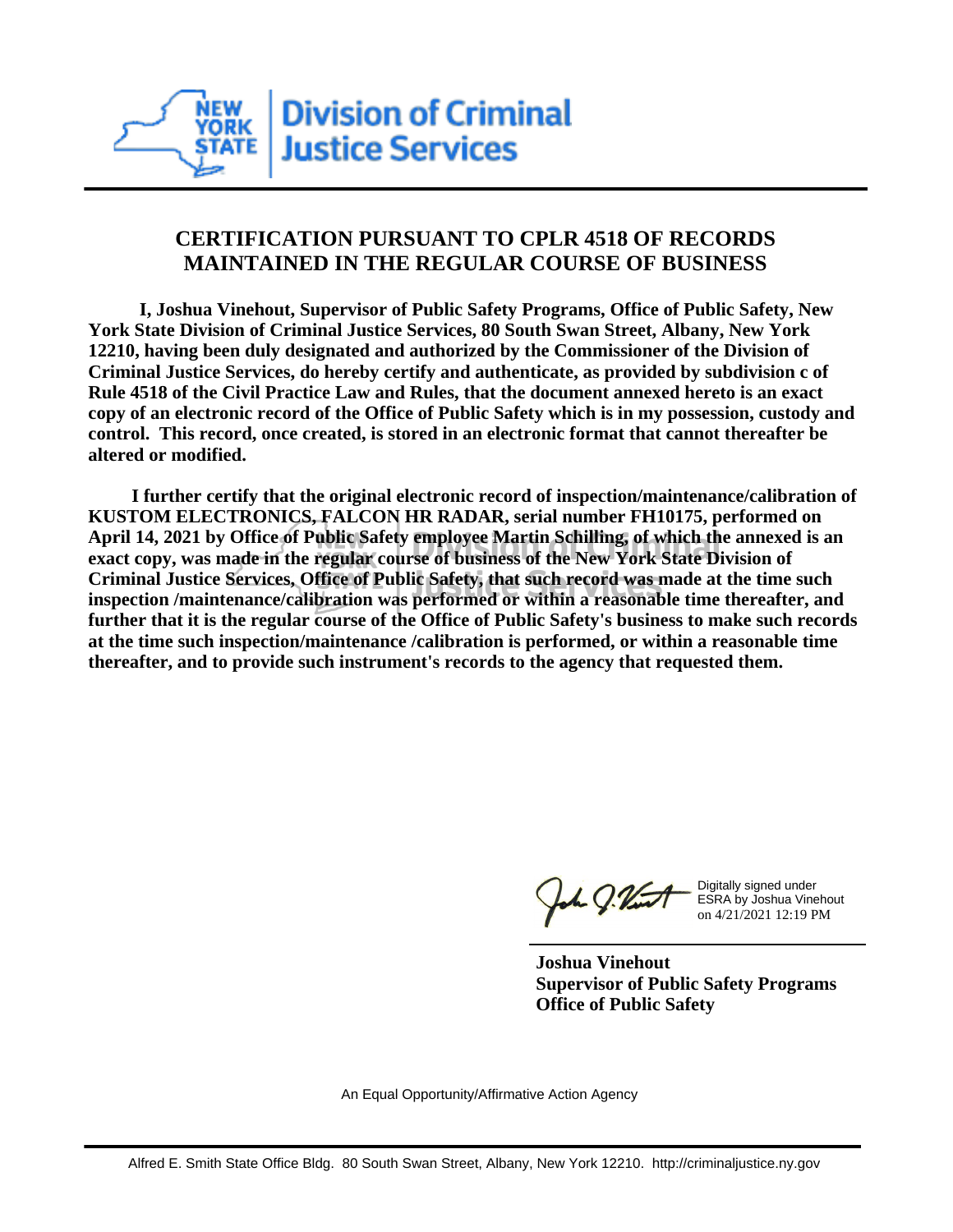New York State Division of Criminal Justice Services

## CERTIFICATION PURSUANT TO CPLR 4518 OF RECORDS MAINTAINED IN THE REGULAR COURSE OF BUSINESS

**I, Joshua Vinehout, Supervisor of Public Safety Programs, Office of Public Safety, New York State Division of Criminal Justice Services, 80 South Swan Street, Albany, New York 12210, having been duly designated and authorized by the Commissioner of the Division of Criminal Justice Services, do hereby certify and authenticate, as provided by subdivision c of Rule 4518 of the Civil Practice Law and Rules, that the document annexed hereto is an exact copy of an electronic record of the Office of Public Safety which is in my possession, custody and control. This record, once created, is stored in an electronic format that cannot thereafter be altered or modified.**

**I further certify that the original electronic record of inspection/maintenance/calibration of KUSTOM ELECTRONICS, FALCON HR RADAR, serial number FH10175, performed on April 14, 2021 by Office of Public Safety employee Martin Schilling, of which the annexed is an exact copy, was made in the regular course of business of the New York State Division of Criminal Justice Services, Office of Public Safety, that such record was made at the time such inspection /maintenance/calibration was performed or within a reasonable time thereafter, and further that it is the regular course of the Office of Public Safety's business to make such records at the time such inspection/maintenance /calibration is performed, or within a reasonable time thereafter, and to provide such instrument's records to the agency that requested them.**

Digitally signed under ESRA by Joshua Vinehout on 4/21/2021 12:19 PM

**Joshua Vinehout**
**Supervisor of Public Safety Programs**
**Office of Public Safety**

An Equal Opportunity/Affirmative Action Agency

Alfred E. Smith State Office Bldg. 80 South Swan Street, Albany, New York 12210. http://criminaljustice.ny.gov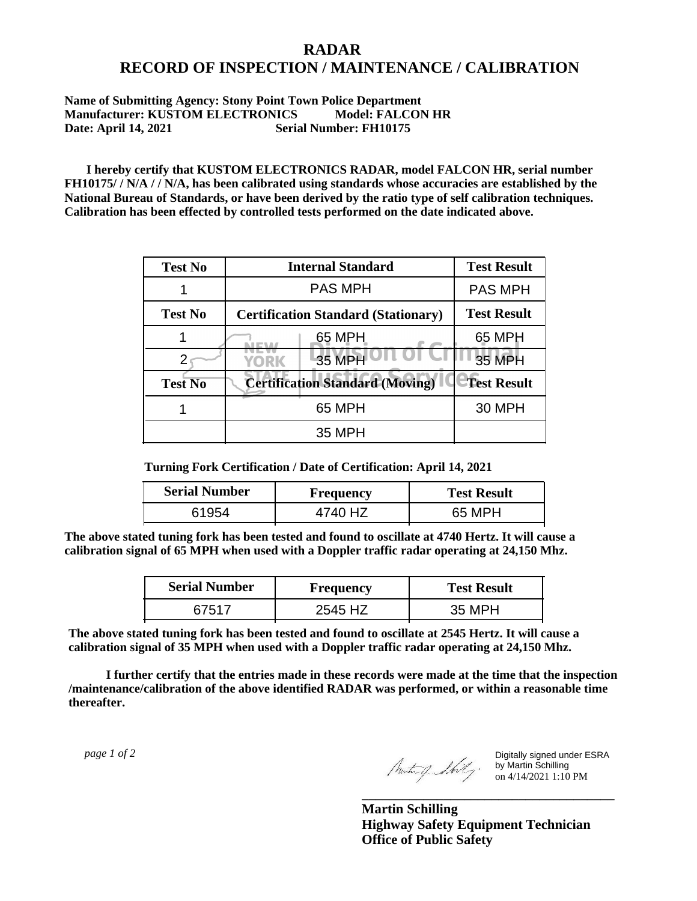# RADAR
# RECORD OF INSPECTION / MAINTENANCE / CALIBRATION

**Name of Submitting Agency: Stony Point Town Police Department**
**Manufacturer: KUSTOM ELECTRONICS Model: FALCON HR**
**Date: April 14, 2021 Serial Number: FH10175**

**I hereby certify that KUSTOM ELECTRONICS RADAR, model FALCON HR, serial number FH10175/ / N/A / / N/A, has been calibrated using standards whose accuracies are established by the National Bureau of Standards, or have been derived by the ratio type of self calibration techniques. Calibration has been effected by controlled tests performed on the date indicated above.**

| Test No | Internal Standard | Test Result |
|---|---|---|
| 1 | PAS MPH | PAS MPH |
| **Test No** | **Certification Standard (Stationary)** | **Test Result** |
| 1 | 65 MPH | 65 MPH |
| 2 | 35 MPH | 35 MPH |
| **Test No** | **Certification Standard (Moving)** | **Test Result** |
| 1 | 65 MPH | 30 MPH |
| | 35 MPH | |

**Turning Fork Certification / Date of Certification: April 14, 2021**

| Serial Number | Frequency | Test Result |
|---|---|---|
| 61954 | 4740 HZ | 65 MPH |

**The above stated tuning fork has been tested and found to oscillate at 4740 Hertz. It will cause a calibration signal of 65 MPH when used with a Doppler traffic radar operating at 24,150 Mhz.**

| Serial Number | Frequency | Test Result |
|---|---|---|
| 67517 | 2545 HZ | 35 MPH |

**The above stated tuning fork has been tested and found to oscillate at 2545 Hertz. It will cause a calibration signal of 35 MPH when used with a Doppler traffic radar operating at 24,150 Mhz.**

**I further certify that the entries made in these records were made at the time that the inspection /maintenance/calibration of the above identified RADAR was performed, or within a reasonable time thereafter.**

*page 1 of 2*

Digitally signed under ESRA by Martin Schilling on 4/14/2021 1:10 PM

**Martin Schilling**
**Highway Safety Equipment Technician**
**Office of Public Safety**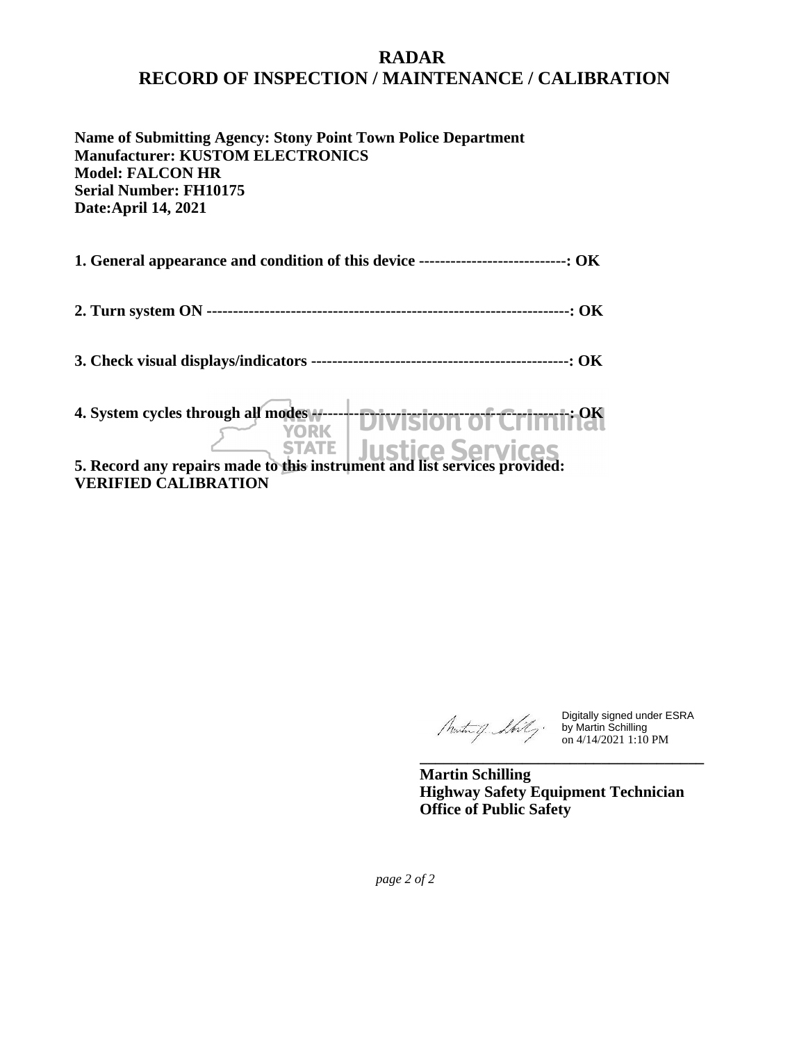# RADAR
# RECORD OF INSPECTION / MAINTENANCE / CALIBRATION

**Name of Submitting Agency: Stony Point Town Police Department**
**Manufacturer: KUSTOM ELECTRONICS**
**Model: FALCON HR**
**Serial Number: FH10175**
**Date:April 14, 2021**

**1. General appearance and condition of this device ----------------------------: OK**

**2. Turn system ON -------------------------------------------------------------------: OK**

**3. Check visual displays/indicators -------------------------------------------------: OK**

**4. System cycles through all modes ------------------------------------------------: OK**

**5. Record any repairs made to this instrument and list services provided:**
**VERIFIED CALIBRATION**

Digitally signed under ESRA
by Martin Schilling
on 4/14/2021 1:10 PM

**Martin Schilling**
**Highway Safety Equipment Technician**
**Office of Public Safety**